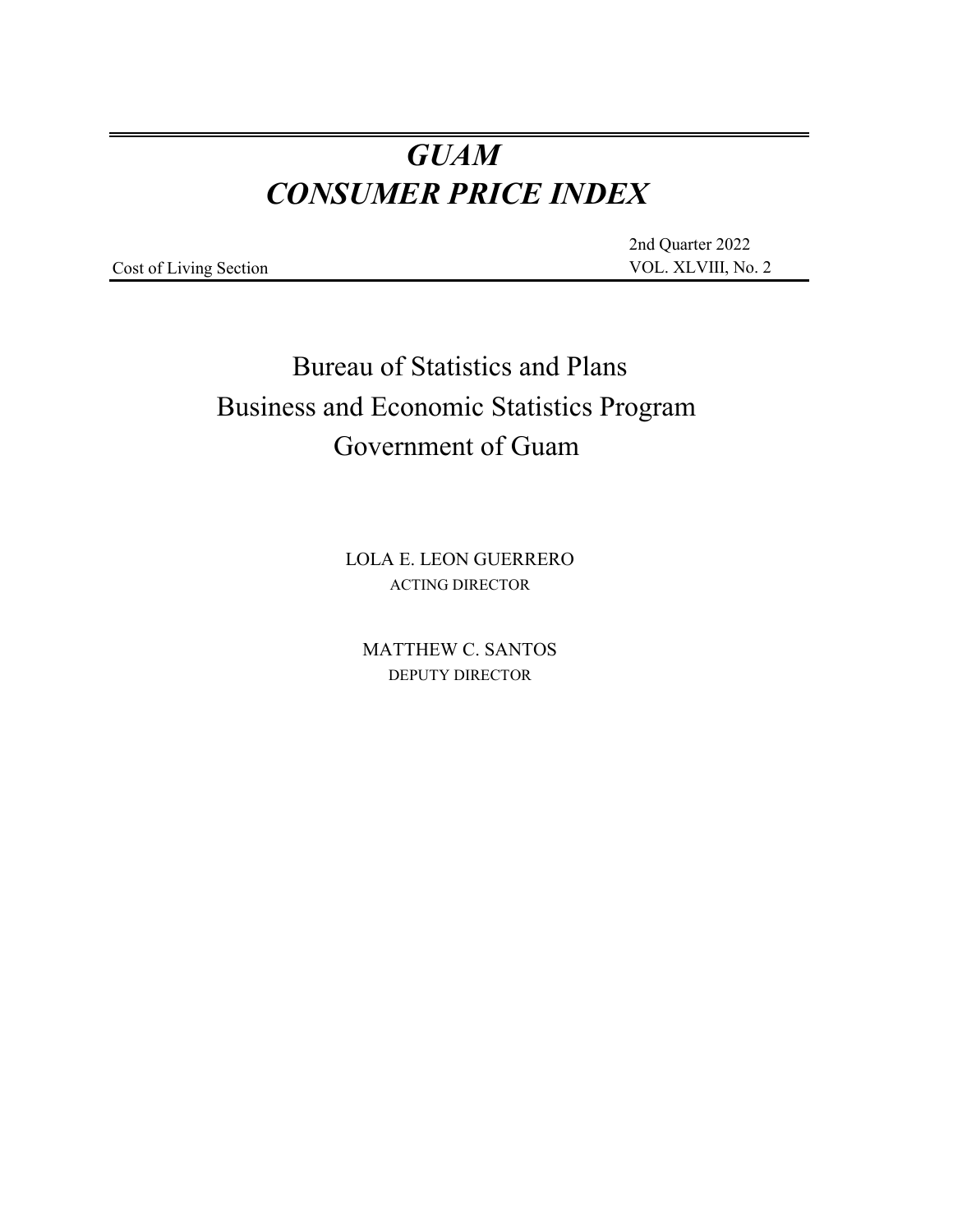# *GUAM*
# *CONSUMER PRICE INDEX*

Cost of Living Section

2nd Quarter 2022
VOL. XLVIII, No. 2

Bureau of Statistics and Plans
Business and Economic Statistics Program
Government of Guam

LOLA E. LEON GUERRERO
ACTING DIRECTOR

MATTHEW C. SANTOS
DEPUTY DIRECTOR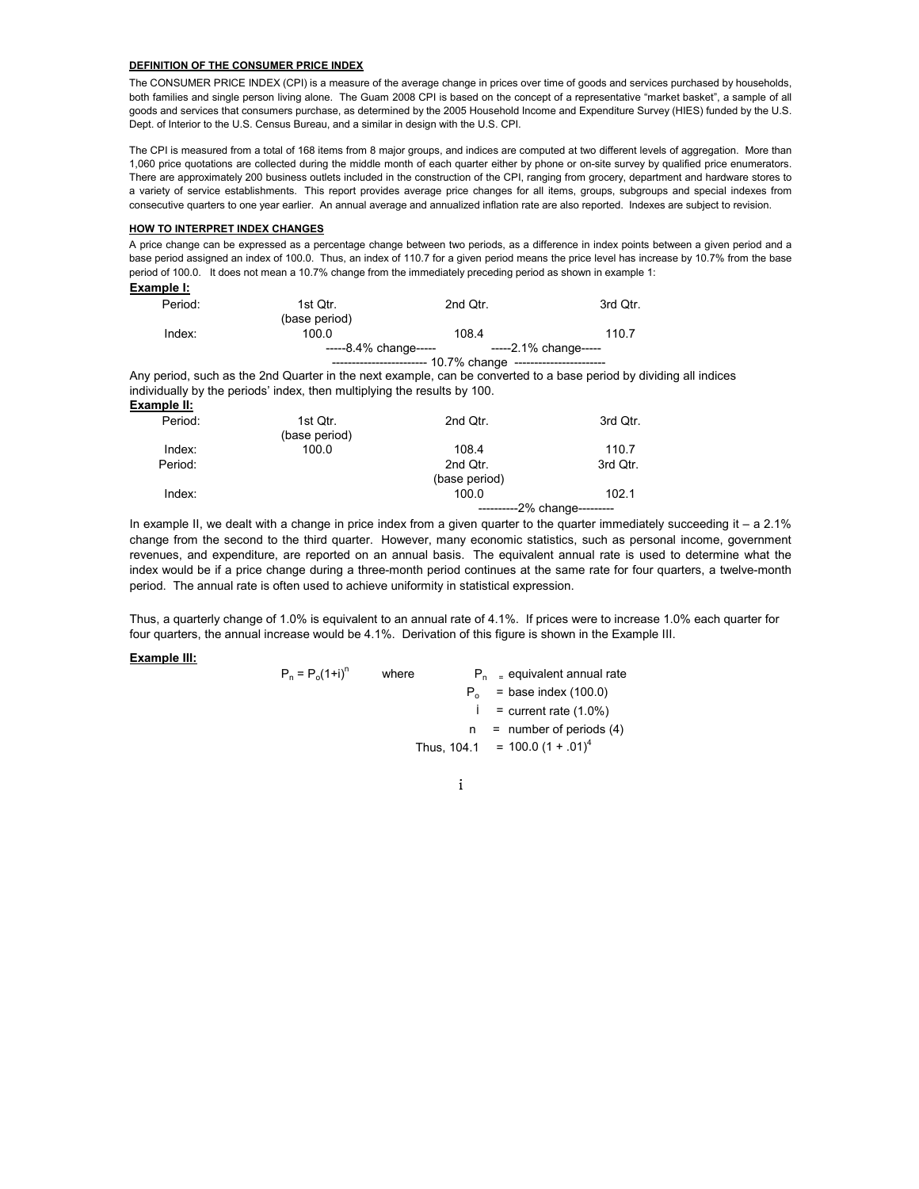## DEFINITION OF THE CONSUMER PRICE INDEX

The CONSUMER PRICE INDEX (CPI) is a measure of the average change in prices over time of goods and services purchased by households, both families and single person living alone. The Guam 2008 CPI is based on the concept of a representative "market basket", a sample of all goods and services that consumers purchase, as determined by the 2005 Household Income and Expenditure Survey (HIES) funded by the U.S. Dept. of Interior to the U.S. Census Bureau, and a similar in design with the U.S. CPI.

The CPI is measured from a total of 168 items from 8 major groups, and indices are computed at two different levels of aggregation. More than 1,060 price quotations are collected during the middle month of each quarter either by phone or on-site survey by qualified price enumerators. There are approximately 200 business outlets included in the construction of the CPI, ranging from grocery, department and hardware stores to a variety of service establishments. This report provides average price changes for all items, groups, subgroups and special indexes from consecutive quarters to one year earlier. An annual average and annualized inflation rate are also reported. Indexes are subject to revision.

## HOW TO INTERPRET INDEX CHANGES

A price change can be expressed as a percentage change between two periods, as a difference in index points between a given period and a base period assigned an index of 100.0. Thus, an index of 110.7 for a given period means the price level has increase by 10.7% from the base period of 100.0. It does not mean a 10.7% change from the immediately preceding period as shown in example 1:

**Example I:**

| | | | |
|---|---|---|---|
| Period: | 1st Qtr. (base period) | 2nd Qtr. | 3rd Qtr. |
| Index: | 100.0 | 108.4 | 110.7 |
| | -----8.4% change----- | | -----2.1% change----- |
| | ------------------------ 10.7% change ----------------------- | | |

Any period, such as the 2nd Quarter in the next example, can be converted to a base period by dividing all indices individually by the periods' index, then multiplying the results by 100.

**Example II:**

| | | | |
|---|---|---|---|
| Period: | 1st Qtr. (base period) | 2nd Qtr. | 3rd Qtr. |
| Index: | 100.0 | 108.4 | 110.7 |
| Period: | | 2nd Qtr. (base period) | 3rd Qtr. |
| Index: | | 100.0 | 102.1 |
| | | ----------2% change--------- | |

In example II, we dealt with a change in price index from a given quarter to the quarter immediately succeeding it – a 2.1% change from the second to the third quarter. However, many economic statistics, such as personal income, government revenues, and expenditure, are reported on an annual basis. The equivalent annual rate is used to determine what the index would be if a price change during a three-month period continues at the same rate for four quarters, a twelve-month period. The annual rate is often used to achieve uniformity in statistical expression.

Thus, a quarterly change of 1.0% is equivalent to an annual rate of 4.1%. If prices were to increase 1.0% each quarter for four quarters, the annual increase would be 4.1%. Derivation of this figure is shown in the Example III.

**Example III:**

$$P_n = P_o(1+i)^n$$

where

- $P_n$ = equivalent annual rate
- $P_o$ = base index (100.0)
- $i$ = current rate (1.0%)
- $n$ = number of periods (4)

Thus, $104.1 = 100.0\,(1 + .01)^4$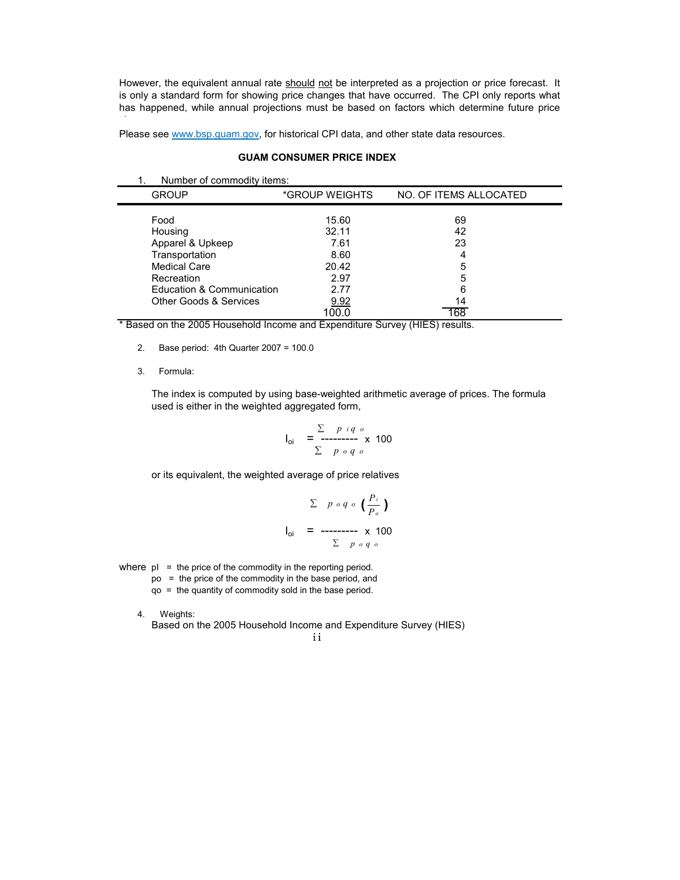However, the equivalent annual rate should not be interpreted as a projection or price forecast. It is only a standard form for showing price changes that have occurred. The CPI only reports what has happened, while annual projections must be based on factors which determine future price

Please see www.bsp.guam.gov, for historical CPI data, and other state data resources.

**GUAM CONSUMER PRICE INDEX**

1. Number of commodity items:

| GROUP | *GROUP WEIGHTS | NO. OF ITEMS ALLOCATED |
|---|---|---|
| Food | 15.60 | 69 |
| Housing | 32.11 | 42 |
| Apparel & Upkeep | 7.61 | 23 |
| Transportation | 8.60 | 4 |
| Medical Care | 20.42 | 5 |
| Recreation | 2.97 | 5 |
| Education & Communication | 2.77 | 6 |
| Other Goods & Services | 9.92 | 14 |
| | 100.0 | 168 |

\* Based on the 2005 Household Income and Expenditure Survey (HIES) results.

2. Base period: 4th Quarter 2007 = 100.0

3. Formula:

The index is computed by using base-weighted arithmetic average of prices. The formula used is either in the weighted aggregated form,

$$I_{oi} = \frac{\sum p_i q_o}{\sum p_o q_o} \times 100$$

or its equivalent, the weighted average of price relatives

$$I_{oi} = \frac{\sum p_o q_o \left(\frac{P_i}{P_o}\right)}{\sum p_o q_o} \times 100$$

where pI = the price of the commodity in the reporting period.
po = the price of the commodity in the base period, and
qo = the quantity of commodity sold in the base period.

4. Weights:
Based on the 2005 Household Income and Expenditure Survey (HIES)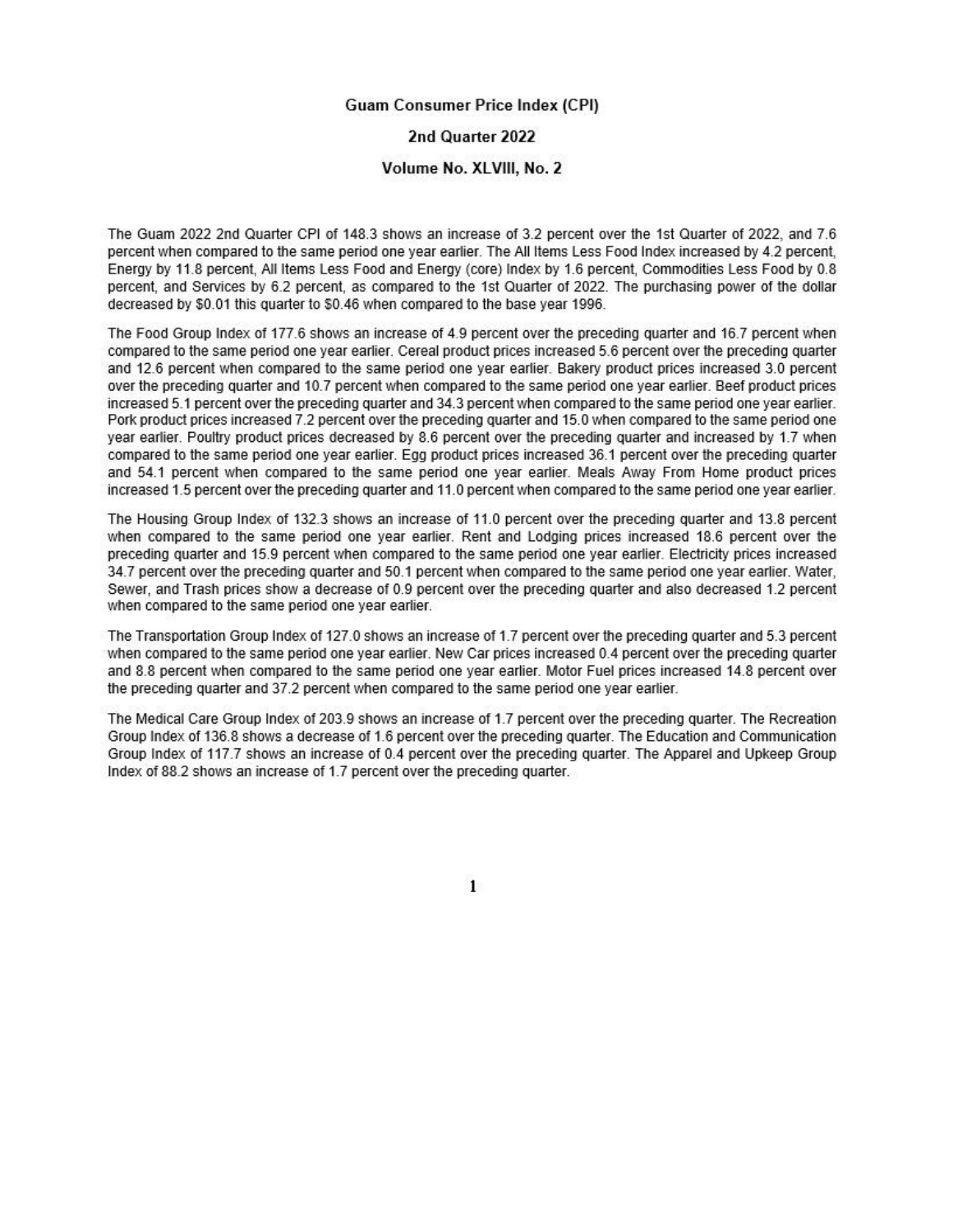# Guam Consumer Price Index (CPI)

## 2nd Quarter 2022

## Volume No. XLVIII, No. 2

The Guam 2022 2nd Quarter CPI of 148.3 shows an increase of 3.2 percent over the 1st Quarter of 2022, and 7.6 percent when compared to the same period one year earlier. The All Items Less Food Index increased by 4.2 percent, Energy by 11.8 percent, All Items Less Food and Energy (core) Index by 1.6 percent, Commodities Less Food by 0.8 percent, and Services by 6.2 percent, as compared to the 1st Quarter of 2022. The purchasing power of the dollar decreased by $0.01 this quarter to $0.46 when compared to the base year 1996.

The Food Group Index of 177.6 shows an increase of 4.9 percent over the preceding quarter and 16.7 percent when compared to the same period one year earlier. Cereal product prices increased 5.6 percent over the preceding quarter and 12.6 percent when compared to the same period one year earlier. Bakery product prices increased 3.0 percent over the preceding quarter and 10.7 percent when compared to the same period one year earlier. Beef product prices increased 5.1 percent over the preceding quarter and 34.3 percent when compared to the same period one year earlier. Pork product prices increased 7.2 percent over the preceding quarter and 15.0 when compared to the same period one year earlier. Poultry product prices decreased by 8.6 percent over the preceding quarter and increased by 1.7 when compared to the same period one year earlier. Egg product prices increased 36.1 percent over the preceding quarter and 54.1 percent when compared to the same period one year earlier. Meals Away From Home product prices increased 1.5 percent over the preceding quarter and 11.0 percent when compared to the same period one year earlier.

The Housing Group Index of 132.3 shows an increase of 11.0 percent over the preceding quarter and 13.8 percent when compared to the same period one year earlier. Rent and Lodging prices increased 18.6 percent over the preceding quarter and 15.9 percent when compared to the same period one year earlier. Electricity prices increased 34.7 percent over the preceding quarter and 50.1 percent when compared to the same period one year earlier. Water, Sewer, and Trash prices show a decrease of 0.9 percent over the preceding quarter and also decreased 1.2 percent when compared to the same period one year earlier.

The Transportation Group Index of 127.0 shows an increase of 1.7 percent over the preceding quarter and 5.3 percent when compared to the same period one year earlier. New Car prices increased 0.4 percent over the preceding quarter and 8.8 percent when compared to the same period one year earlier. Motor Fuel prices increased 14.8 percent over the preceding quarter and 37.2 percent when compared to the same period one year earlier.

The Medical Care Group Index of 203.9 shows an increase of 1.7 percent over the preceding quarter. The Recreation Group Index of 136.8 shows a decrease of 1.6 percent over the preceding quarter. The Education and Communication Group Index of 117.7 shows an increase of 0.4 percent over the preceding quarter. The Apparel and Upkeep Group Index of 88.2 shows an increase of 1.7 percent over the preceding quarter.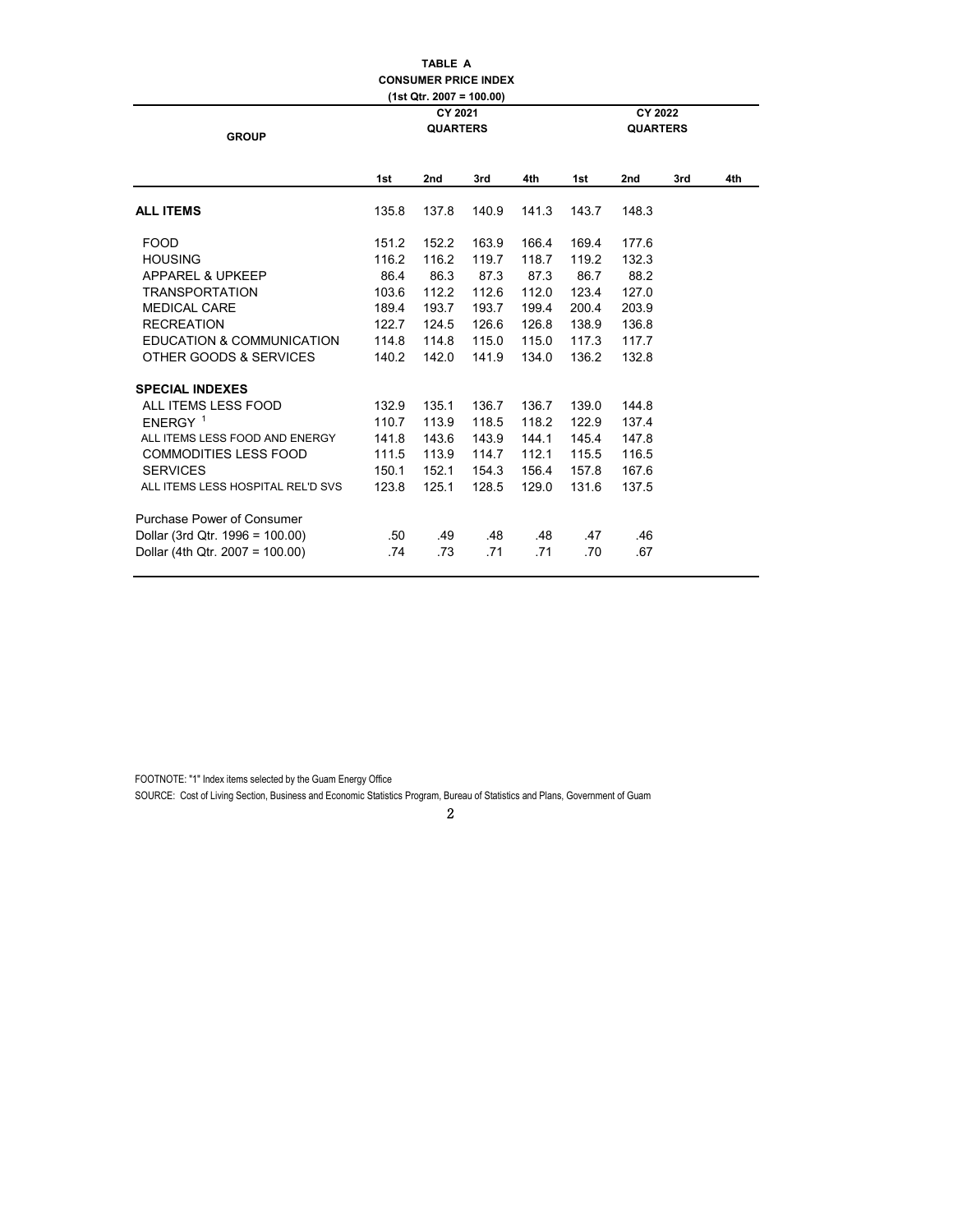**TABLE A**

**CONSUMER PRICE INDEX**

**(1st Qtr. 2007 = 100.00)**

| GROUP | CY 2021 QUARTERS | | | | CY 2022 QUARTERS | | | |
|---|---|---|---|---|---|---|---|---|
| | 1st | 2nd | 3rd | 4th | 1st | 2nd | 3rd | 4th |
| **ALL ITEMS** | 135.8 | 137.8 | 140.9 | 141.3 | 143.7 | 148.3 | | |
| FOOD | 151.2 | 152.2 | 163.9 | 166.4 | 169.4 | 177.6 | | |
| HOUSING | 116.2 | 116.2 | 119.7 | 118.7 | 119.2 | 132.3 | | |
| APPAREL & UPKEEP | 86.4 | 86.3 | 87.3 | 87.3 | 86.7 | 88.2 | | |
| TRANSPORTATION | 103.6 | 112.2 | 112.6 | 112.0 | 123.4 | 127.0 | | |
| MEDICAL CARE | 189.4 | 193.7 | 193.7 | 199.4 | 200.4 | 203.9 | | |
| RECREATION | 122.7 | 124.5 | 126.6 | 126.8 | 138.9 | 136.8 | | |
| EDUCATION & COMMUNICATION | 114.8 | 114.8 | 115.0 | 115.0 | 117.3 | 117.7 | | |
| OTHER GOODS & SERVICES | 140.2 | 142.0 | 141.9 | 134.0 | 136.2 | 132.8 | | |
| **SPECIAL INDEXES** | | | | | | | | |
| ALL ITEMS LESS FOOD | 132.9 | 135.1 | 136.7 | 136.7 | 139.0 | 144.8 | | |
| ENERGY [1] | 110.7 | 113.9 | 118.5 | 118.2 | 122.9 | 137.4 | | |
| ALL ITEMS LESS FOOD AND ENERGY | 141.8 | 143.6 | 143.9 | 144.1 | 145.4 | 147.8 | | |
| COMMODITIES LESS FOOD | 111.5 | 113.9 | 114.7 | 112.1 | 115.5 | 116.5 | | |
| SERVICES | 150.1 | 152.1 | 154.3 | 156.4 | 157.8 | 167.6 | | |
| ALL ITEMS LESS HOSPITAL REL'D SVS | 123.8 | 125.1 | 128.5 | 129.0 | 131.6 | 137.5 | | |
| Purchase Power of Consumer | | | | | | | | |
| Dollar (3rd Qtr. 1996 = 100.00) | .50 | .49 | .48 | .48 | .47 | .46 | | |
| Dollar (4th Qtr. 2007 = 100.00) | .74 | .73 | .71 | .71 | .70 | .67 | | |

FOOTNOTE: "1" Index items selected by the Guam Energy Office

SOURCE: Cost of Living Section, Business and Economic Statistics Program, Bureau of Statistics and Plans, Government of Guam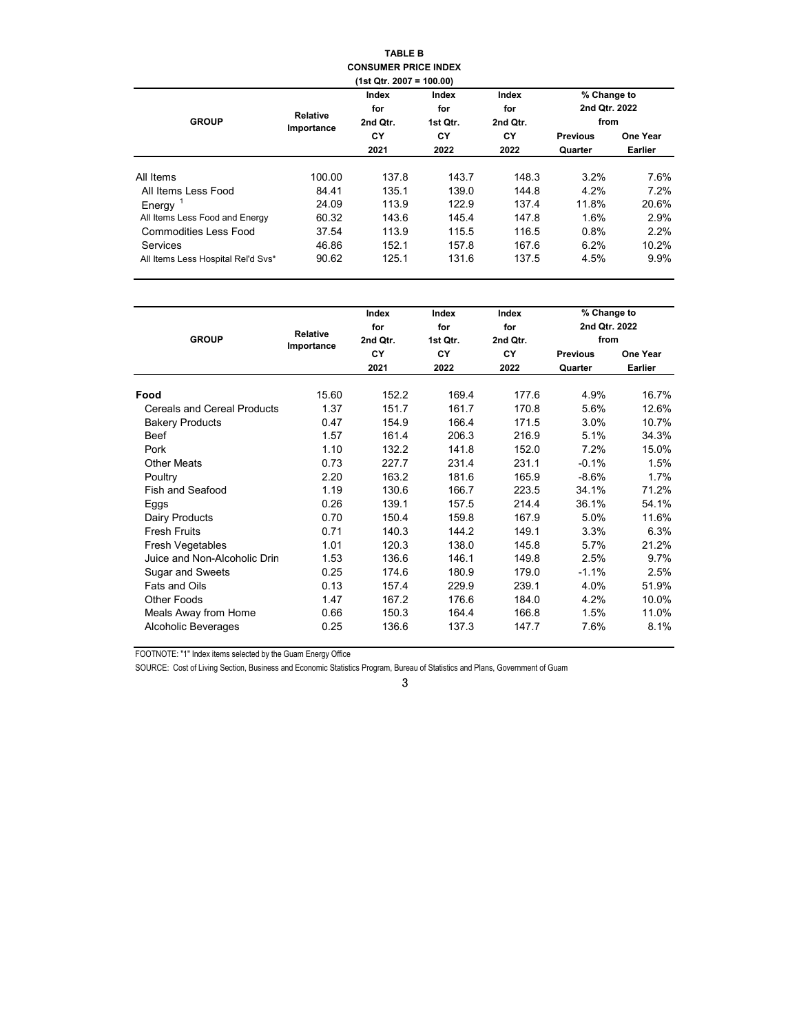**TABLE B**
**CONSUMER PRICE INDEX**
**(1st Qtr. 2007 = 100.00)**

| GROUP | Relative Importance | Index for 2nd Qtr. CY 2021 | Index for 1st Qtr. CY 2022 | Index for 2nd Qtr. CY 2022 | % Change to 2nd Qtr. 2022 from Previous Quarter | % Change to 2nd Qtr. 2022 from One Year Earlier |
|---|---|---|---|---|---|---|
| All Items | 100.00 | 137.8 | 143.7 | 148.3 | 3.2% | 7.6% |
| All Items Less Food | 84.41 | 135.1 | 139.0 | 144.8 | 4.2% | 7.2% |
| Energy [1] | 24.09 | 113.9 | 122.9 | 137.4 | 11.8% | 20.6% |
| All Items Less Food and Energy | 60.32 | 143.6 | 145.4 | 147.8 | 1.6% | 2.9% |
| Commodities Less Food | 37.54 | 113.9 | 115.5 | 116.5 | 0.8% | 2.2% |
| Services | 46.86 | 152.1 | 157.8 | 167.6 | 6.2% | 10.2% |
| All Items Less Hospital Rel'd Svs* | 90.62 | 125.1 | 131.6 | 137.5 | 4.5% | 9.9% |

| GROUP | Relative Importance | Index for 2nd Qtr. CY 2021 | Index for 1st Qtr. CY 2022 | Index for 2nd Qtr. CY 2022 | % Change to 2nd Qtr. 2022 from Previous Quarter | % Change to 2nd Qtr. 2022 from One Year Earlier |
|---|---|---|---|---|---|---|
| **Food** | 15.60 | 152.2 | 169.4 | 177.6 | 4.9% | 16.7% |
| Cereals and Cereal Products | 1.37 | 151.7 | 161.7 | 170.8 | 5.6% | 12.6% |
| Bakery Products | 0.47 | 154.9 | 166.4 | 171.5 | 3.0% | 10.7% |
| Beef | 1.57 | 161.4 | 206.3 | 216.9 | 5.1% | 34.3% |
| Pork | 1.10 | 132.2 | 141.8 | 152.0 | 7.2% | 15.0% |
| Other Meats | 0.73 | 227.7 | 231.4 | 231.1 | -0.1% | 1.5% |
| Poultry | 2.20 | 163.2 | 181.6 | 165.9 | -8.6% | 1.7% |
| Fish and Seafood | 1.19 | 130.6 | 166.7 | 223.5 | 34.1% | 71.2% |
| Eggs | 0.26 | 139.1 | 157.5 | 214.4 | 36.1% | 54.1% |
| Dairy Products | 0.70 | 150.4 | 159.8 | 167.9 | 5.0% | 11.6% |
| Fresh Fruits | 0.71 | 140.3 | 144.2 | 149.1 | 3.3% | 6.3% |
| Fresh Vegetables | 1.01 | 120.3 | 138.0 | 145.8 | 5.7% | 21.2% |
| Juice and Non-Alcoholic Drin | 1.53 | 136.6 | 146.1 | 149.8 | 2.5% | 9.7% |
| Sugar and Sweets | 0.25 | 174.6 | 180.9 | 179.0 | -1.1% | 2.5% |
| Fats and Oils | 0.13 | 157.4 | 229.9 | 239.1 | 4.0% | 51.9% |
| Other Foods | 1.47 | 167.2 | 176.6 | 184.0 | 4.2% | 10.0% |
| Meals Away from Home | 0.66 | 150.3 | 164.4 | 166.8 | 1.5% | 11.0% |
| Alcoholic Beverages | 0.25 | 136.6 | 137.3 | 147.7 | 7.6% | 8.1% |

FOOTNOTE: "1" Index items selected by the Guam Energy Office

SOURCE: Cost of Living Section, Business and Economic Statistics Program, Bureau of Statistics and Plans, Government of Guam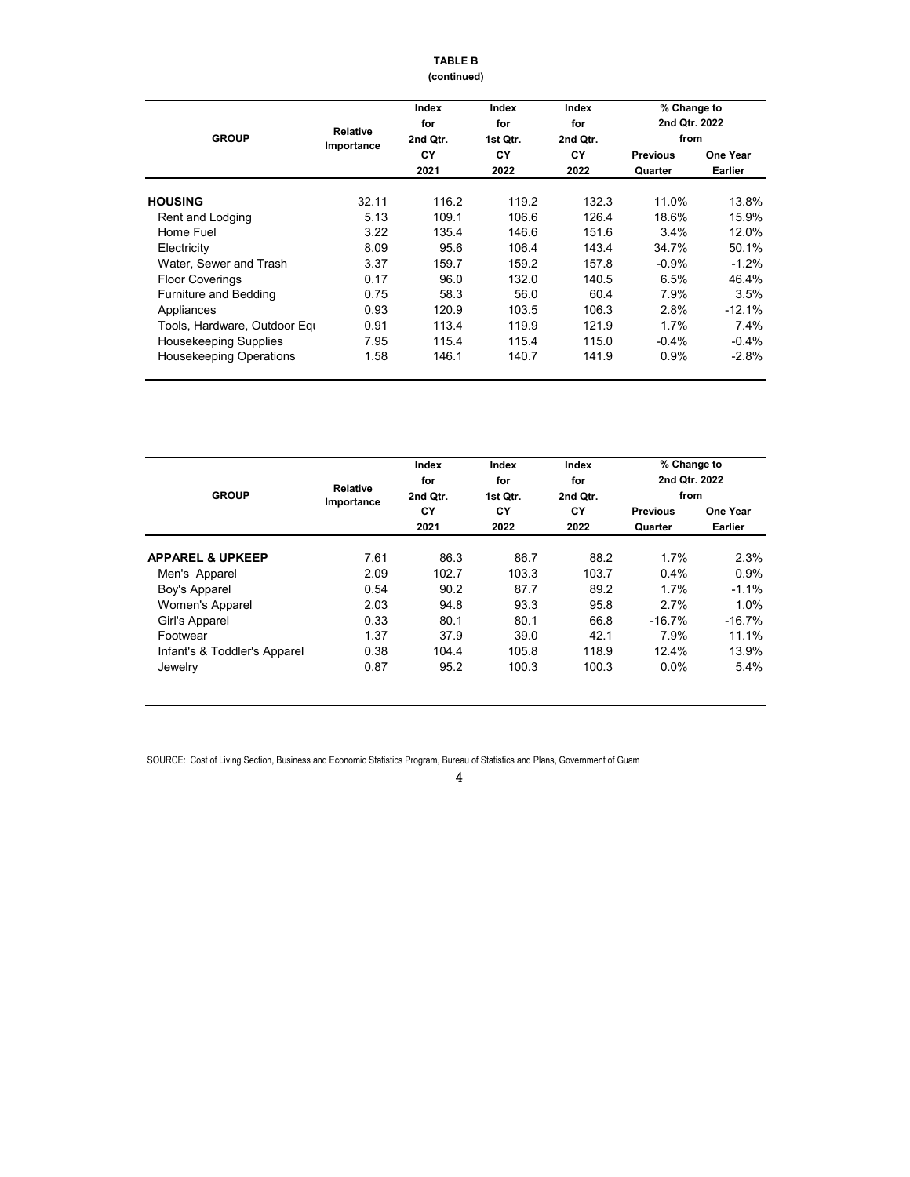**TABLE B**
**(continued)**

| GROUP | Relative Importance | Index for 2nd Qtr. CY 2021 | Index for 1st Qtr. CY 2022 | Index for 2nd Qtr. CY 2022 | % Change to 2nd Qtr. 2022 from Previous Quarter | One Year Earlier |
|---|---|---|---|---|---|---|
| **HOUSING** | 32.11 | 116.2 | 119.2 | 132.3 | 11.0% | 13.8% |
| Rent and Lodging | 5.13 | 109.1 | 106.6 | 126.4 | 18.6% | 15.9% |
| Home Fuel | 3.22 | 135.4 | 146.6 | 151.6 | 3.4% | 12.0% |
| Electricity | 8.09 | 95.6 | 106.4 | 143.4 | 34.7% | 50.1% |
| Water, Sewer and Trash | 3.37 | 159.7 | 159.2 | 157.8 | -0.9% | -1.2% |
| Floor Coverings | 0.17 | 96.0 | 132.0 | 140.5 | 6.5% | 46.4% |
| Furniture and Bedding | 0.75 | 58.3 | 56.0 | 60.4 | 7.9% | 3.5% |
| Appliances | 0.93 | 120.9 | 103.5 | 106.3 | 2.8% | -12.1% |
| Tools, Hardware, Outdoor Equ | 0.91 | 113.4 | 119.9 | 121.9 | 1.7% | 7.4% |
| Housekeeping Supplies | 7.95 | 115.4 | 115.4 | 115.0 | -0.4% | -0.4% |
| Housekeeping Operations | 1.58 | 146.1 | 140.7 | 141.9 | 0.9% | -2.8% |

| GROUP | Relative Importance | Index for 2nd Qtr. CY 2021 | Index for 1st Qtr. CY 2022 | Index for 2nd Qtr. CY 2022 | % Change to 2nd Qtr. 2022 from Previous Quarter | One Year Earlier |
|---|---|---|---|---|---|---|
| **APPAREL & UPKEEP** | 7.61 | 86.3 | 86.7 | 88.2 | 1.7% | 2.3% |
| Men's Apparel | 2.09 | 102.7 | 103.3 | 103.7 | 0.4% | 0.9% |
| Boy's Apparel | 0.54 | 90.2 | 87.7 | 89.2 | 1.7% | -1.1% |
| Women's Apparel | 2.03 | 94.8 | 93.3 | 95.8 | 2.7% | 1.0% |
| Girl's Apparel | 0.33 | 80.1 | 80.1 | 66.8 | -16.7% | -16.7% |
| Footwear | 1.37 | 37.9 | 39.0 | 42.1 | 7.9% | 11.1% |
| Infant's & Toddler's Apparel | 0.38 | 104.4 | 105.8 | 118.9 | 12.4% | 13.9% |
| Jewelry | 0.87 | 95.2 | 100.3 | 100.3 | 0.0% | 5.4% |

SOURCE: Cost of Living Section, Business and Economic Statistics Program, Bureau of Statistics and Plans, Government of Guam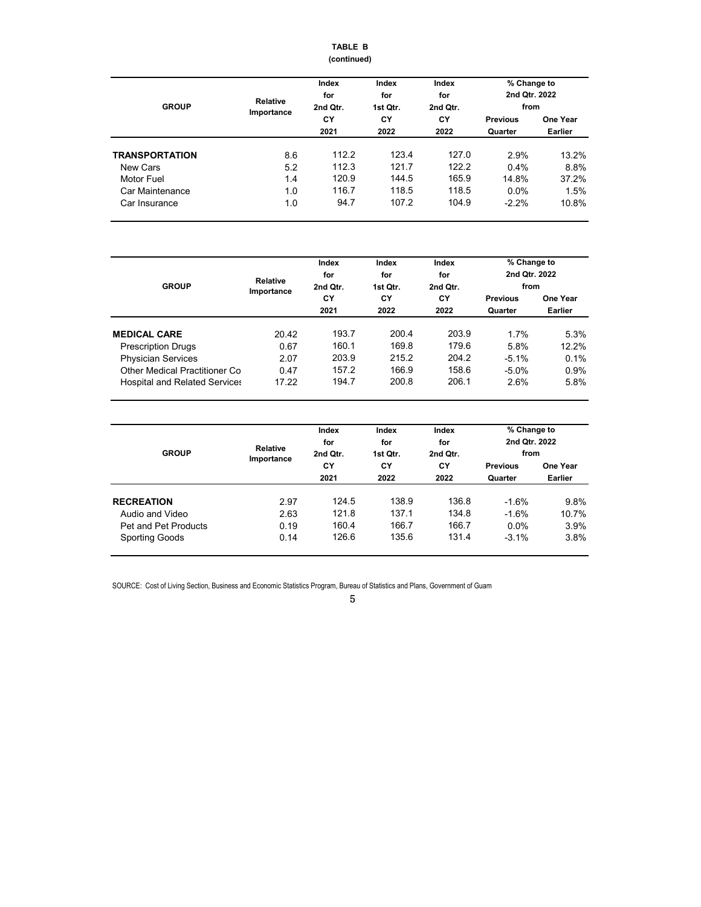**TABLE B**
**(continued)**

| GROUP | Relative Importance | Index for 2nd Qtr. CY 2021 | Index for 1st Qtr. CY 2022 | Index for 2nd Qtr. CY 2022 | % Change to 2nd Qtr. 2022 from | |
|---|---|---|---|---|---|---|
| | | | | | Previous Quarter | One Year Earlier |
| **TRANSPORTATION** | 8.6 | 112.2 | 123.4 | 127.0 | 2.9% | 13.2% |
| New Cars | 5.2 | 112.3 | 121.7 | 122.2 | 0.4% | 8.8% |
| Motor Fuel | 1.4 | 120.9 | 144.5 | 165.9 | 14.8% | 37.2% |
| Car Maintenance | 1.0 | 116.7 | 118.5 | 118.5 | 0.0% | 1.5% |
| Car Insurance | 1.0 | 94.7 | 107.2 | 104.9 | -2.2% | 10.8% |

| GROUP | Relative Importance | Index for 2nd Qtr. CY 2021 | Index for 1st Qtr. CY 2022 | Index for 2nd Qtr. CY 2022 | % Change to 2nd Qtr. 2022 from | |
|---|---|---|---|---|---|---|
| | | | | | Previous Quarter | One Year Earlier |
| **MEDICAL CARE** | 20.42 | 193.7 | 200.4 | 203.9 | 1.7% | 5.3% |
| Prescription Drugs | 0.67 | 160.1 | 169.8 | 179.6 | 5.8% | 12.2% |
| Physician Services | 2.07 | 203.9 | 215.2 | 204.2 | -5.1% | 0.1% |
| Other Medical Practitioner Co | 0.47 | 157.2 | 166.9 | 158.6 | -5.0% | 0.9% |
| Hospital and Related Services | 17.22 | 194.7 | 200.8 | 206.1 | 2.6% | 5.8% |

| GROUP | Relative Importance | Index for 2nd Qtr. CY 2021 | Index for 1st Qtr. CY 2022 | Index for 2nd Qtr. CY 2022 | % Change to 2nd Qtr. 2022 from | |
|---|---|---|---|---|---|---|
| | | | | | Previous Quarter | One Year Earlier |
| **RECREATION** | 2.97 | 124.5 | 138.9 | 136.8 | -1.6% | 9.8% |
| Audio and Video | 2.63 | 121.8 | 137.1 | 134.8 | -1.6% | 10.7% |
| Pet and Pet Products | 0.19 | 160.4 | 166.7 | 166.7 | 0.0% | 3.9% |
| Sporting Goods | 0.14 | 126.6 | 135.6 | 131.4 | -3.1% | 3.8% |

SOURCE: Cost of Living Section, Business and Economic Statistics Program, Bureau of Statistics and Plans, Government of Guam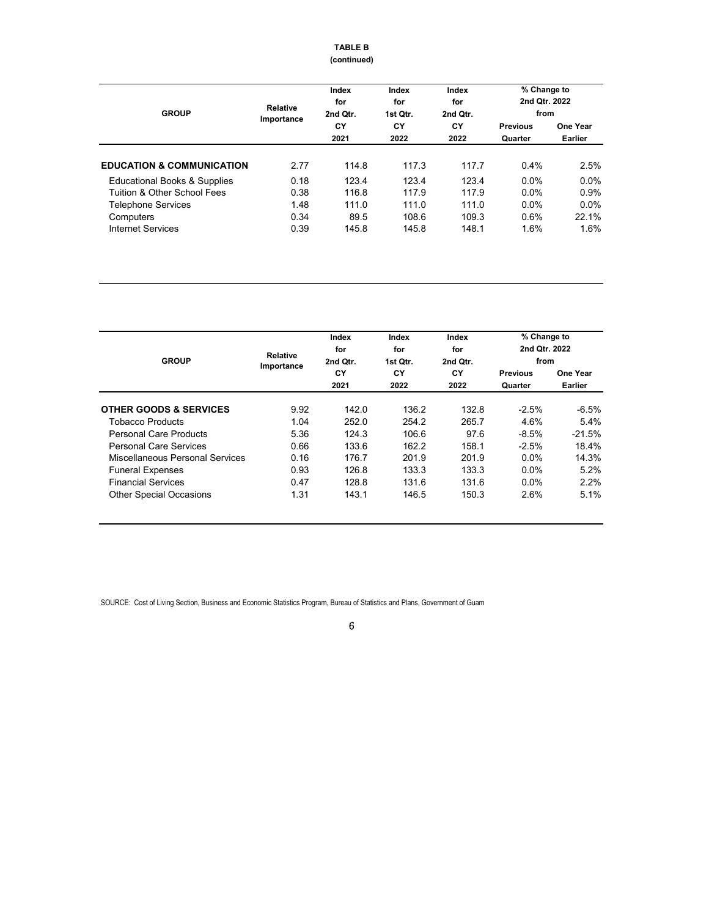**TABLE B**
**(continued)**

| GROUP | Relative Importance | Index for 2nd Qtr. CY 2021 | Index for 1st Qtr. CY 2022 | Index for 2nd Qtr. CY 2022 | % Change to 2nd Qtr. 2022 from Previous Quarter | % Change to 2nd Qtr. 2022 from One Year Earlier |
|---|---|---|---|---|---|---|
| **EDUCATION & COMMUNICATION** | 2.77 | 114.8 | 117.3 | 117.7 | 0.4% | 2.5% |
| Educational Books & Supplies | 0.18 | 123.4 | 123.4 | 123.4 | 0.0% | 0.0% |
| Tuition & Other School Fees | 0.38 | 116.8 | 117.9 | 117.9 | 0.0% | 0.9% |
| Telephone Services | 1.48 | 111.0 | 111.0 | 111.0 | 0.0% | 0.0% |
| Computers | 0.34 | 89.5 | 108.6 | 109.3 | 0.6% | 22.1% |
| Internet Services | 0.39 | 145.8 | 145.8 | 148.1 | 1.6% | 1.6% |

| GROUP | Relative Importance | Index for 2nd Qtr. CY 2021 | Index for 1st Qtr. CY 2022 | Index for 2nd Qtr. CY 2022 | % Change to 2nd Qtr. 2022 from Previous Quarter | % Change to 2nd Qtr. 2022 from One Year Earlier |
|---|---|---|---|---|---|---|
| **OTHER GOODS & SERVICES** | 9.92 | 142.0 | 136.2 | 132.8 | -2.5% | -6.5% |
| Tobacco Products | 1.04 | 252.0 | 254.2 | 265.7 | 4.6% | 5.4% |
| Personal Care Products | 5.36 | 124.3 | 106.6 | 97.6 | -8.5% | -21.5% |
| Personal Care Services | 0.66 | 133.6 | 162.2 | 158.1 | -2.5% | 18.4% |
| Miscellaneous Personal Services | 0.16 | 176.7 | 201.9 | 201.9 | 0.0% | 14.3% |
| Funeral Expenses | 0.93 | 126.8 | 133.3 | 133.3 | 0.0% | 5.2% |
| Financial Services | 0.47 | 128.8 | 131.6 | 131.6 | 0.0% | 2.2% |
| Other Special Occasions | 1.31 | 143.1 | 146.5 | 150.3 | 2.6% | 5.1% |

SOURCE: Cost of Living Section, Business and Economic Statistics Program, Bureau of Statistics and Plans, Government of Guam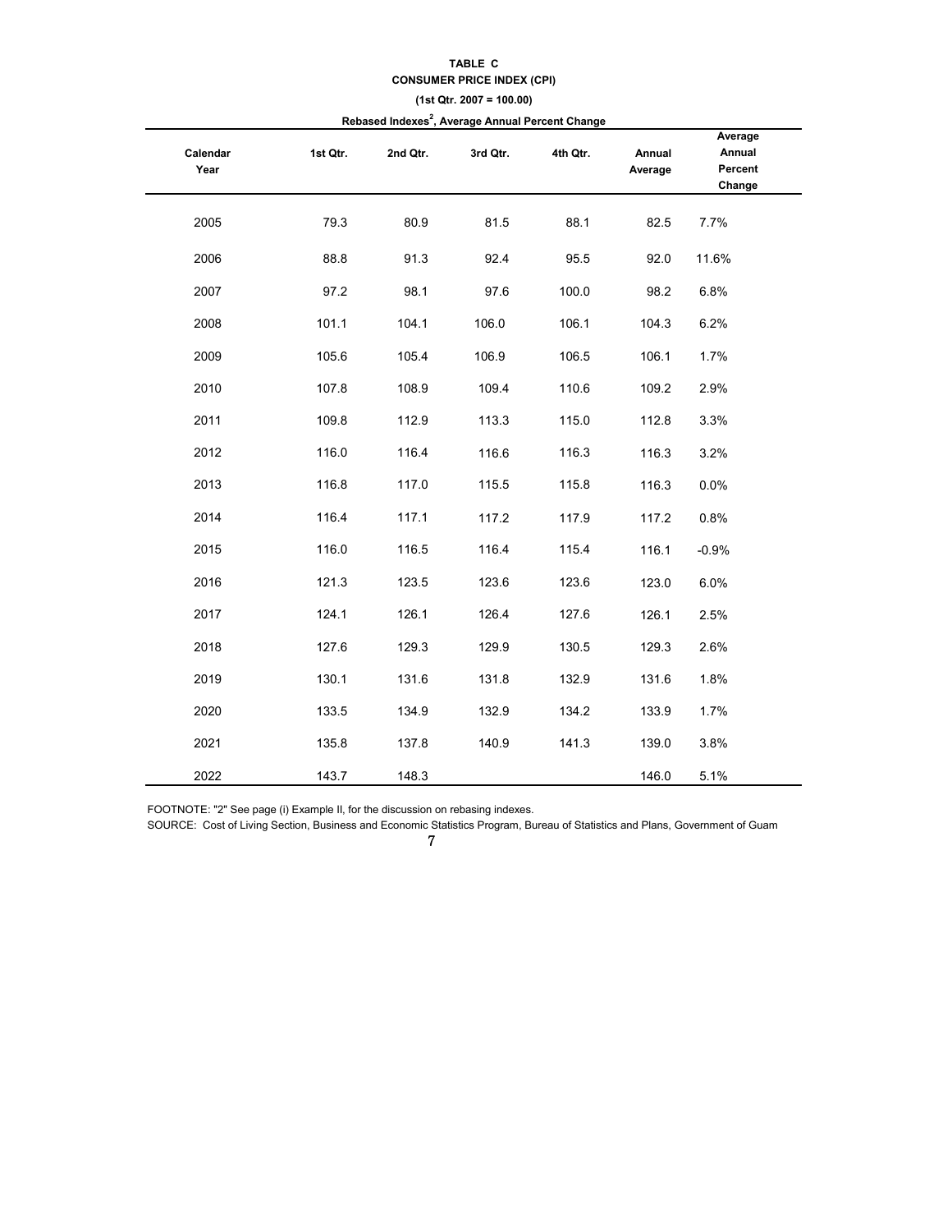**TABLE C**
**CONSUMER PRICE INDEX (CPI)**
**(1st Qtr. 2007 = 100.00)**
**Rebased Indexes[2], Average Annual Percent Change**

| Calendar Year | 1st Qtr. | 2nd Qtr. | 3rd Qtr. | 4th Qtr. | Annual Average | Average Annual Percent Change |
|---|---|---|---|---|---|---|
| 2005 | 79.3 | 80.9 | 81.5 | 88.1 | 82.5 | 7.7% |
| 2006 | 88.8 | 91.3 | 92.4 | 95.5 | 92.0 | 11.6% |
| 2007 | 97.2 | 98.1 | 97.6 | 100.0 | 98.2 | 6.8% |
| 2008 | 101.1 | 104.1 | 106.0 | 106.1 | 104.3 | 6.2% |
| 2009 | 105.6 | 105.4 | 106.9 | 106.5 | 106.1 | 1.7% |
| 2010 | 107.8 | 108.9 | 109.4 | 110.6 | 109.2 | 2.9% |
| 2011 | 109.8 | 112.9 | 113.3 | 115.0 | 112.8 | 3.3% |
| 2012 | 116.0 | 116.4 | 116.6 | 116.3 | 116.3 | 3.2% |
| 2013 | 116.8 | 117.0 | 115.5 | 115.8 | 116.3 | 0.0% |
| 2014 | 116.4 | 117.1 | 117.2 | 117.9 | 117.2 | 0.8% |
| 2015 | 116.0 | 116.5 | 116.4 | 115.4 | 116.1 | -0.9% |
| 2016 | 121.3 | 123.5 | 123.6 | 123.6 | 123.0 | 6.0% |
| 2017 | 124.1 | 126.1 | 126.4 | 127.6 | 126.1 | 2.5% |
| 2018 | 127.6 | 129.3 | 129.9 | 130.5 | 129.3 | 2.6% |
| 2019 | 130.1 | 131.6 | 131.8 | 132.9 | 131.6 | 1.8% |
| 2020 | 133.5 | 134.9 | 132.9 | 134.2 | 133.9 | 1.7% |
| 2021 | 135.8 | 137.8 | 140.9 | 141.3 | 139.0 | 3.8% |
| 2022 | 143.7 | 148.3 | | | 146.0 | 5.1% |

FOOTNOTE: "2" See page (i) Example II, for the discussion on rebasing indexes.

SOURCE: Cost of Living Section, Business and Economic Statistics Program, Bureau of Statistics and Plans, Government of Guam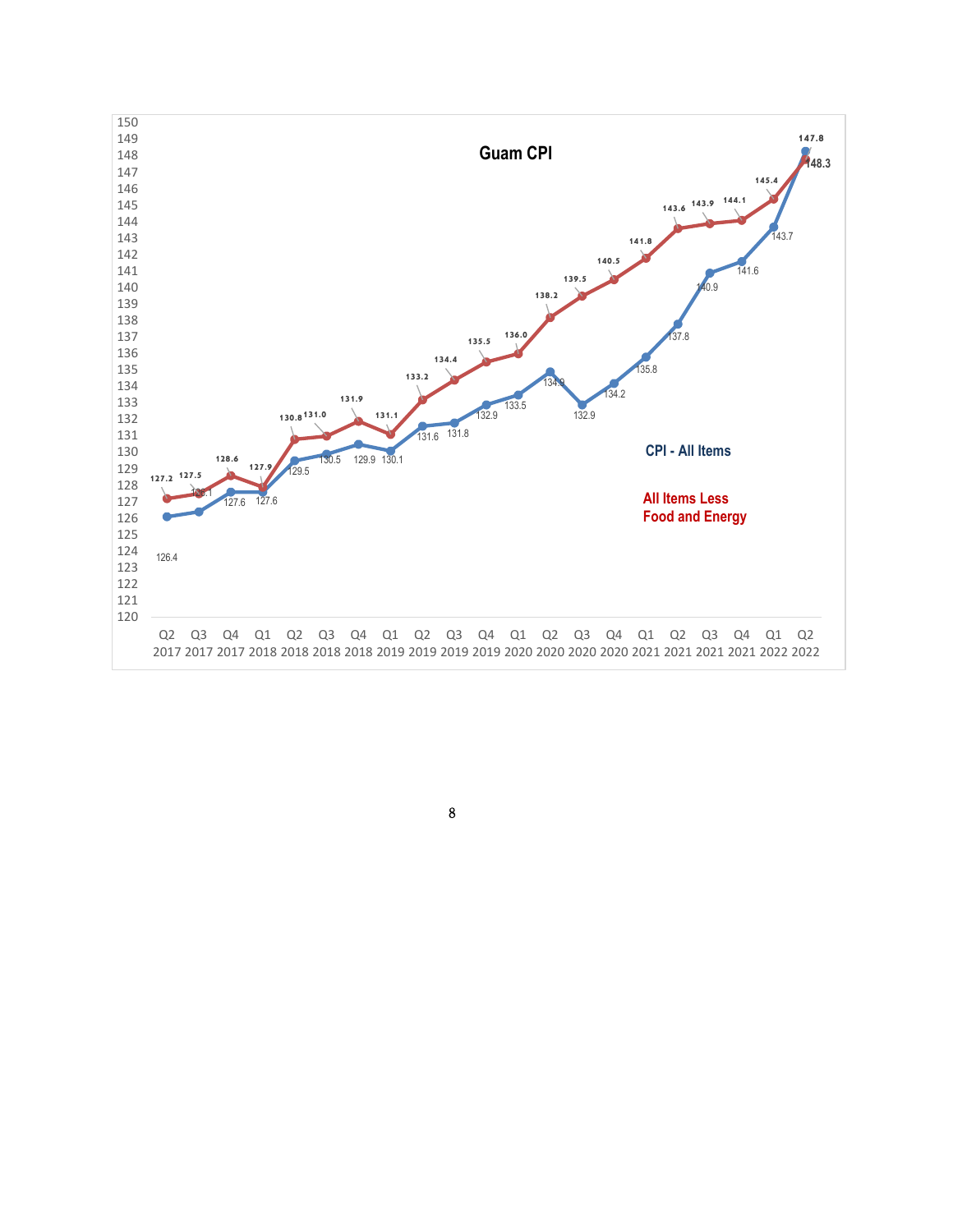Guam CPI

150
149
148
147
146
145
144
143
142
141
140
139
138
137
136
135
134
133
132
131
130
129
128
127
126
125
124
123
122
121
120

Q2 2017 Q3 2017 Q4 2017 Q1 2018 Q2 2018 Q3 2018 Q4 2018 Q1 2019 Q2 2019 Q3 2019 Q4 2019 Q1 2020 Q2 2020 Q3 2020 Q4 2020 Q1 2021 Q2 2021 Q3 2021 Q4 2021 Q1 2022 Q2 2022

127.2 127.5 128.6 127.9 130.8 131.0 131.9 131.1 133.2 134.4 135.5 136.0 138.2 139.5 140.5 141.8 143.6 143.9 144.1 145.4 147.8

126.4 126.1 127.6 127.6 129.5 130.5 129.9 130.1 131.6 131.8 132.9 133.5 134.9 132.9 134.2 135.8 137.8 140.9 141.6 143.7 148.3

CPI - All Items

All Items Less Food and Energy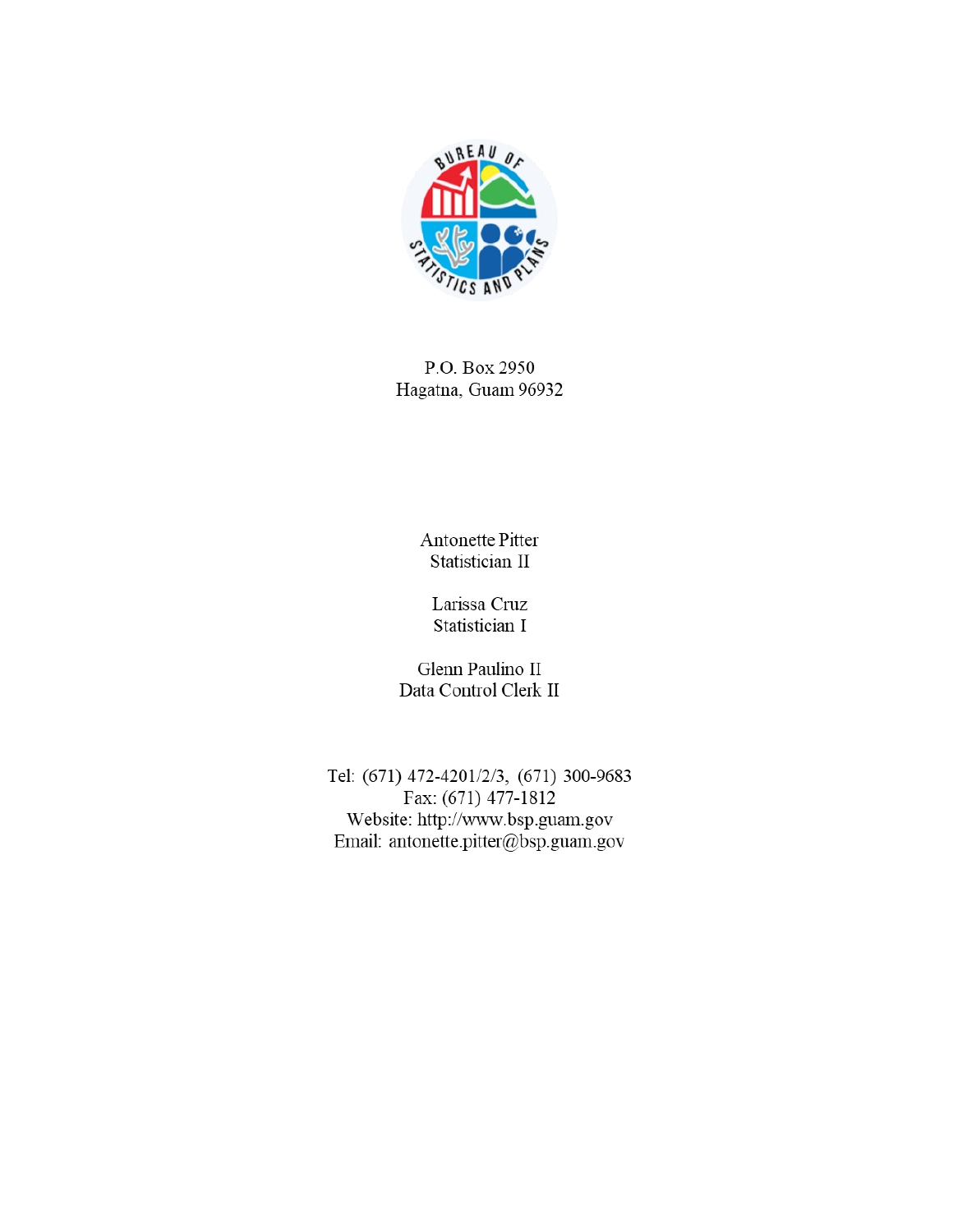P.O. Box 2950
Hagatna, Guam 96932

Antonette Pitter
Statistician II

Larissa Cruz
Statistician I

Glenn Paulino II
Data Control Clerk II

Tel: (671) 472-4201/2/3, (671) 300-9683
Fax: (671) 477-1812
Website: http://www.bsp.guam.gov
Email: antonette.pitter@bsp.guam.gov